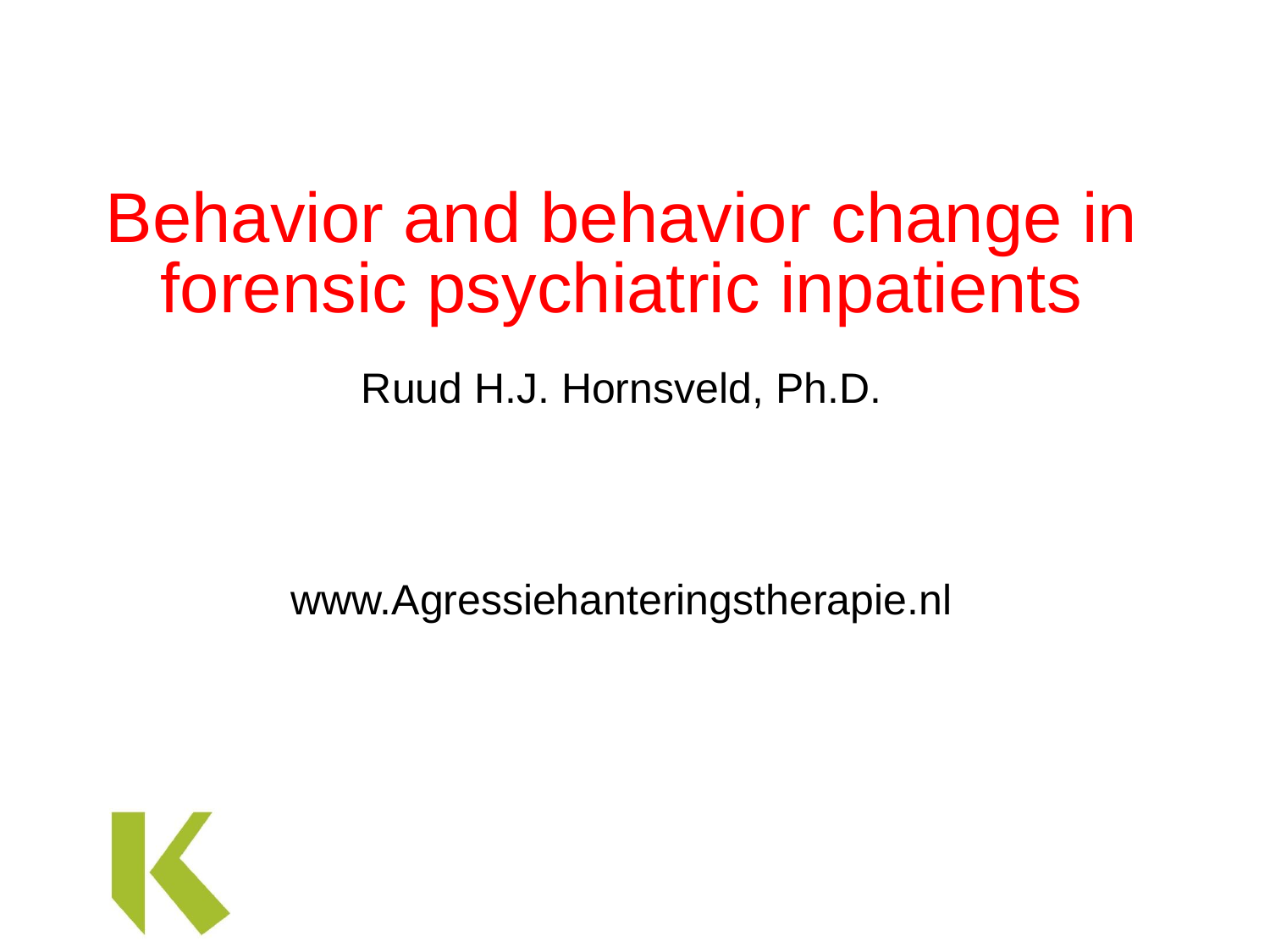# Behavior and behavior change in forensic psychiatric inpatients

Ruud H.J. Hornsveld, Ph.D.

www.Agressiehanteringstherapie.nl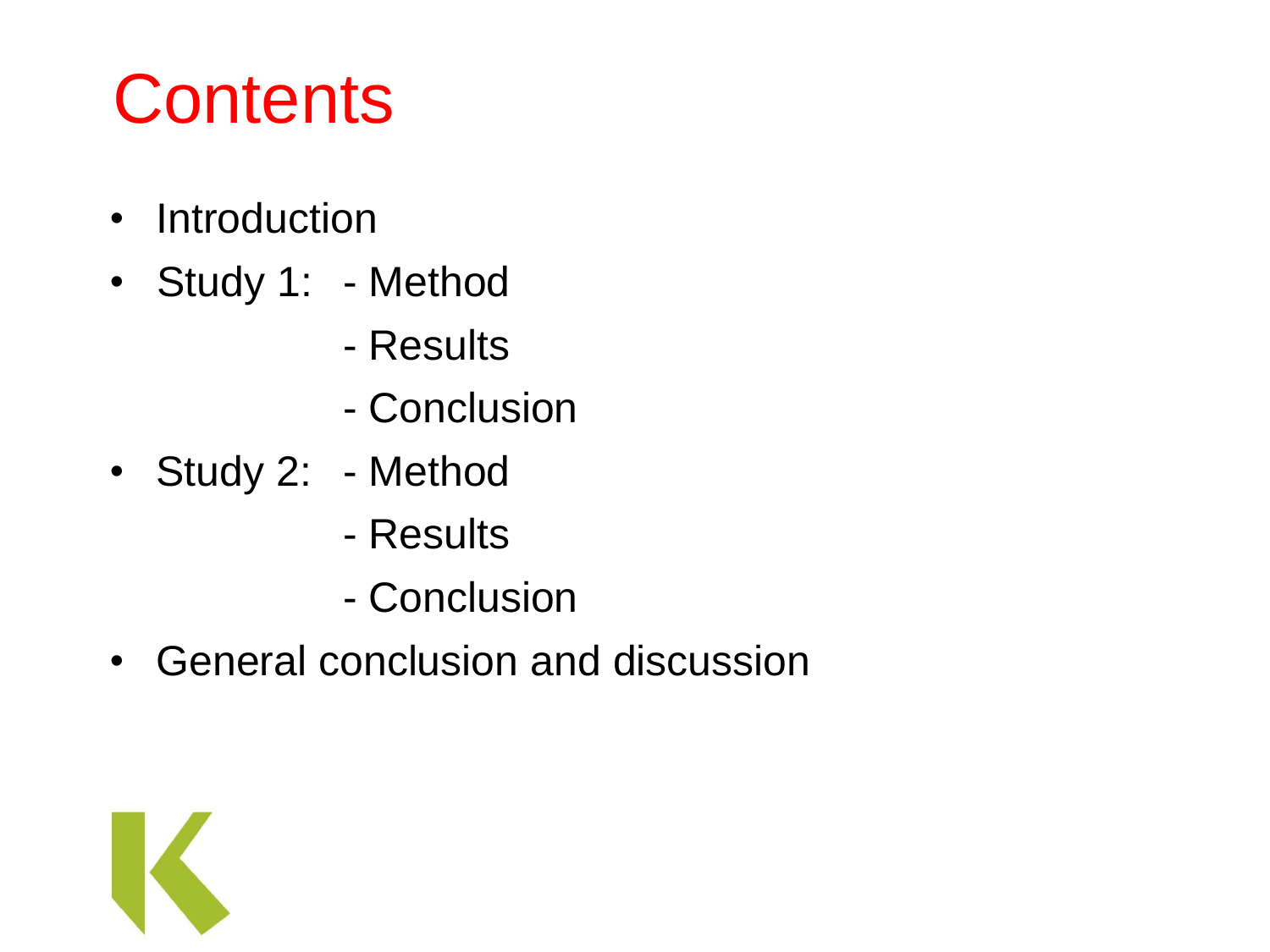# Contents

- Introduction
- Study 1:
  - Method
  - Results
  - Conclusion
- Study 2:
  - Method
  - Results
  - Conclusion
- General conclusion and discussion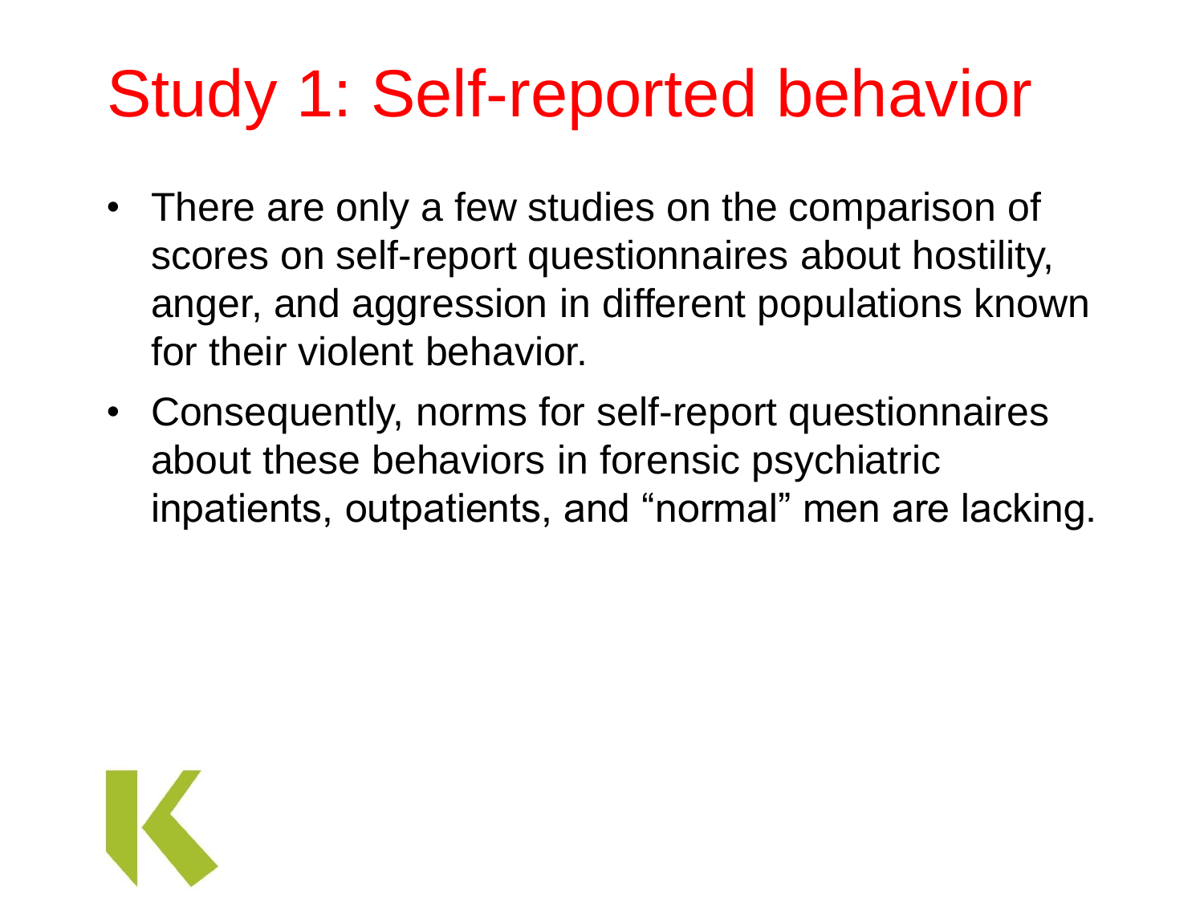# Study 1: Self-reported behavior

- There are only a few studies on the comparison of scores on self-report questionnaires about hostility, anger, and aggression in different populations known for their violent behavior.
- Consequently, norms for self-report questionnaires about these behaviors in forensic psychiatric inpatients, outpatients, and "normal" men are lacking.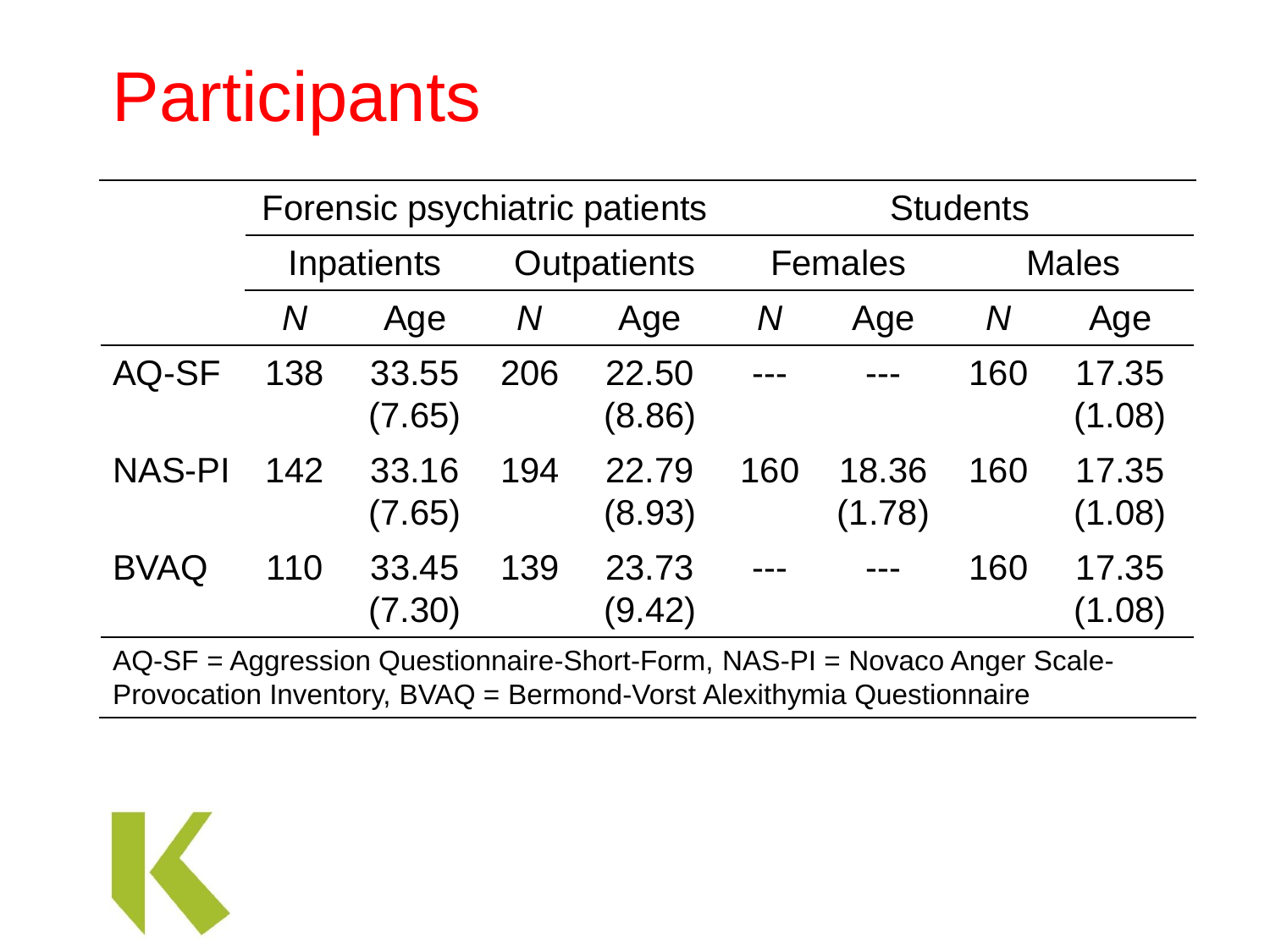# Participants

| | Forensic psychiatric patients | | | | Students | | | |
|---|---|---|---|---|---|---|---|---|
| | Inpatients | | Outpatients | | Females | | Males | |
| | *N* | Age | *N* | Age | *N* | Age | *N* | Age |
| AQ-SF | 138 | 33.55 (7.65) | 206 | 22.50 (8.86) | --- | --- | 160 | 17.35 (1.08) |
| NAS-PI | 142 | 33.16 (7.65) | 194 | 22.79 (8.93) | 160 | 18.36 (1.78) | 160 | 17.35 (1.08) |
| BVAQ | 110 | 33.45 (7.30) | 139 | 23.73 (9.42) | --- | --- | 160 | 17.35 (1.08) |

AQ-SF = Aggression Questionnaire-Short-Form, NAS-PI = Novaco Anger Scale-Provocation Inventory, BVAQ = Bermond-Vorst Alexithymia Questionnaire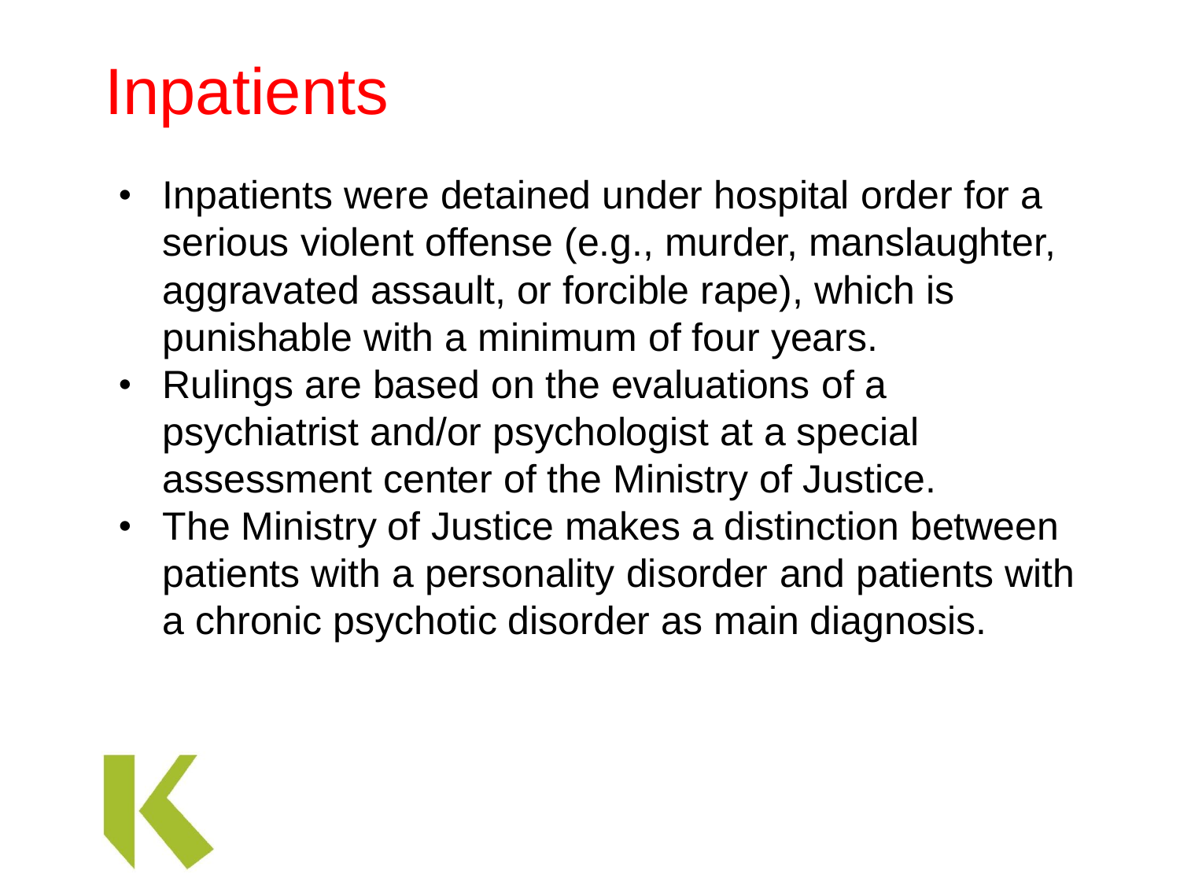# Inpatients

- Inpatients were detained under hospital order for a serious violent offense (e.g., murder, manslaughter, aggravated assault, or forcible rape), which is punishable with a minimum of four years.
- Rulings are based on the evaluations of a psychiatrist and/or psychologist at a special assessment center of the Ministry of Justice.
- The Ministry of Justice makes a distinction between patients with a personality disorder and patients with a chronic psychotic disorder as main diagnosis.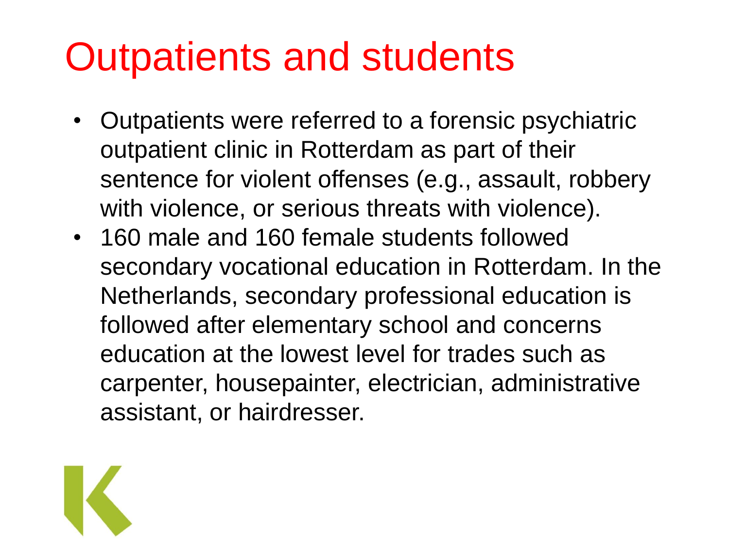# Outpatients and students

- Outpatients were referred to a forensic psychiatric outpatient clinic in Rotterdam as part of their sentence for violent offenses (e.g., assault, robbery with violence, or serious threats with violence).
- 160 male and 160 female students followed secondary vocational education in Rotterdam. In the Netherlands, secondary professional education is followed after elementary school and concerns education at the lowest level for trades such as carpenter, housepainter, electrician, administrative assistant, or hairdresser.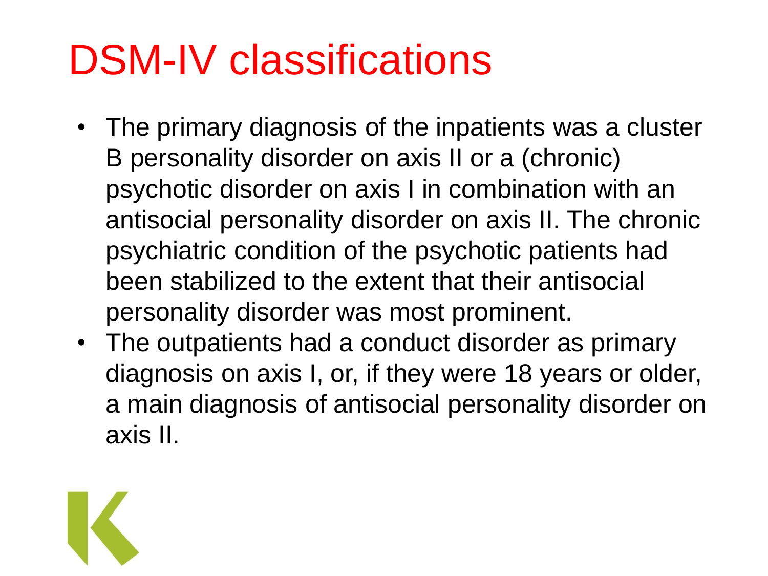# DSM-IV classifications

- The primary diagnosis of the inpatients was a cluster B personality disorder on axis II or a (chronic) psychotic disorder on axis I in combination with an antisocial personality disorder on axis II. The chronic psychiatric condition of the psychotic patients had been stabilized to the extent that their antisocial personality disorder was most prominent.
- The outpatients had a conduct disorder as primary diagnosis on axis I, or, if they were 18 years or older, a main diagnosis of antisocial personality disorder on axis II.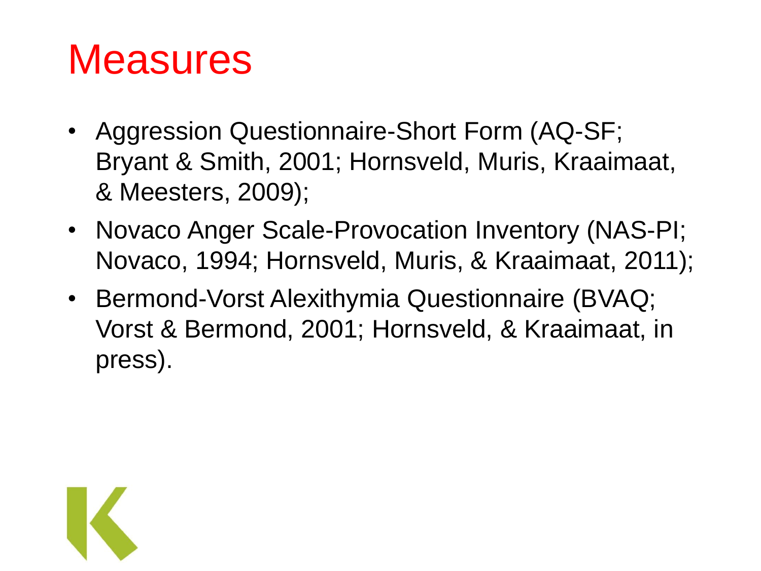# Measures

- Aggression Questionnaire-Short Form (AQ-SF; Bryant & Smith, 2001; Hornsveld, Muris, Kraaimaat, & Meesters, 2009);
- Novaco Anger Scale-Provocation Inventory (NAS-PI; Novaco, 1994; Hornsveld, Muris, & Kraaimaat, 2011);
- Bermond-Vorst Alexithymia Questionnaire (BVAQ; Vorst & Bermond, 2001; Hornsveld, & Kraaimaat, in press).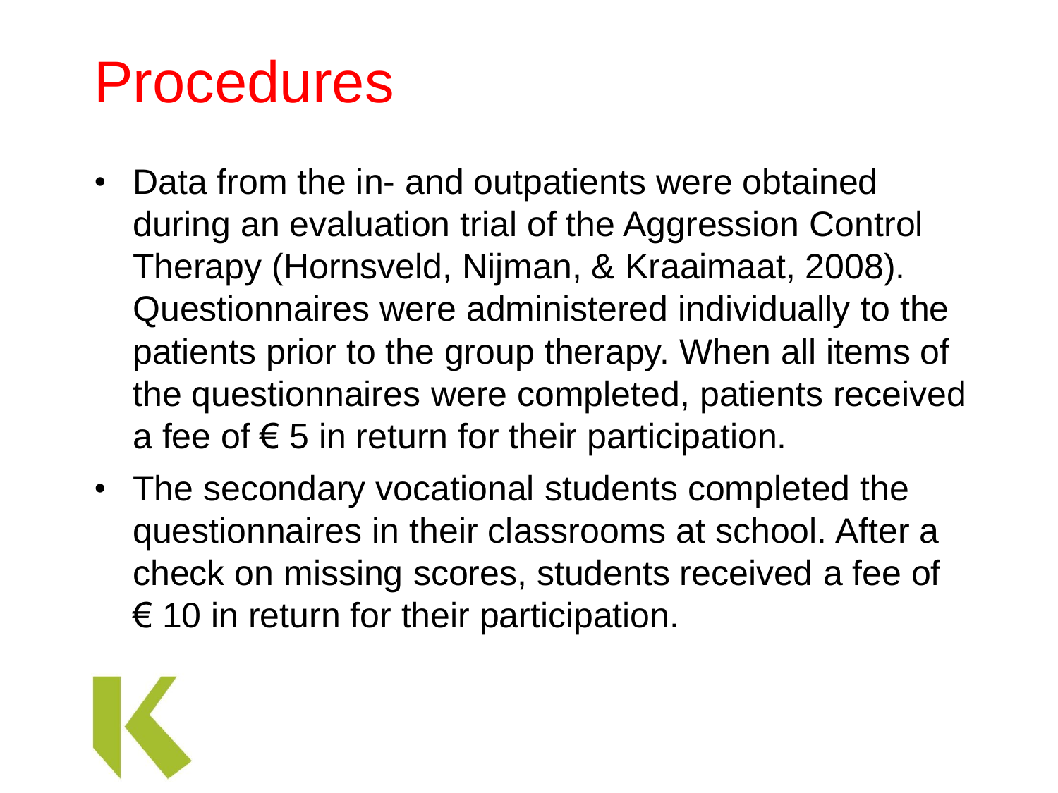# Procedures

- Data from the in- and outpatients were obtained during an evaluation trial of the Aggression Control Therapy (Hornsveld, Nijman, & Kraaimaat, 2008). Questionnaires were administered individually to the patients prior to the group therapy. When all items of the questionnaires were completed, patients received a fee of € 5 in return for their participation.
- The secondary vocational students completed the questionnaires in their classrooms at school. After a check on missing scores, students received a fee of € 10 in return for their participation.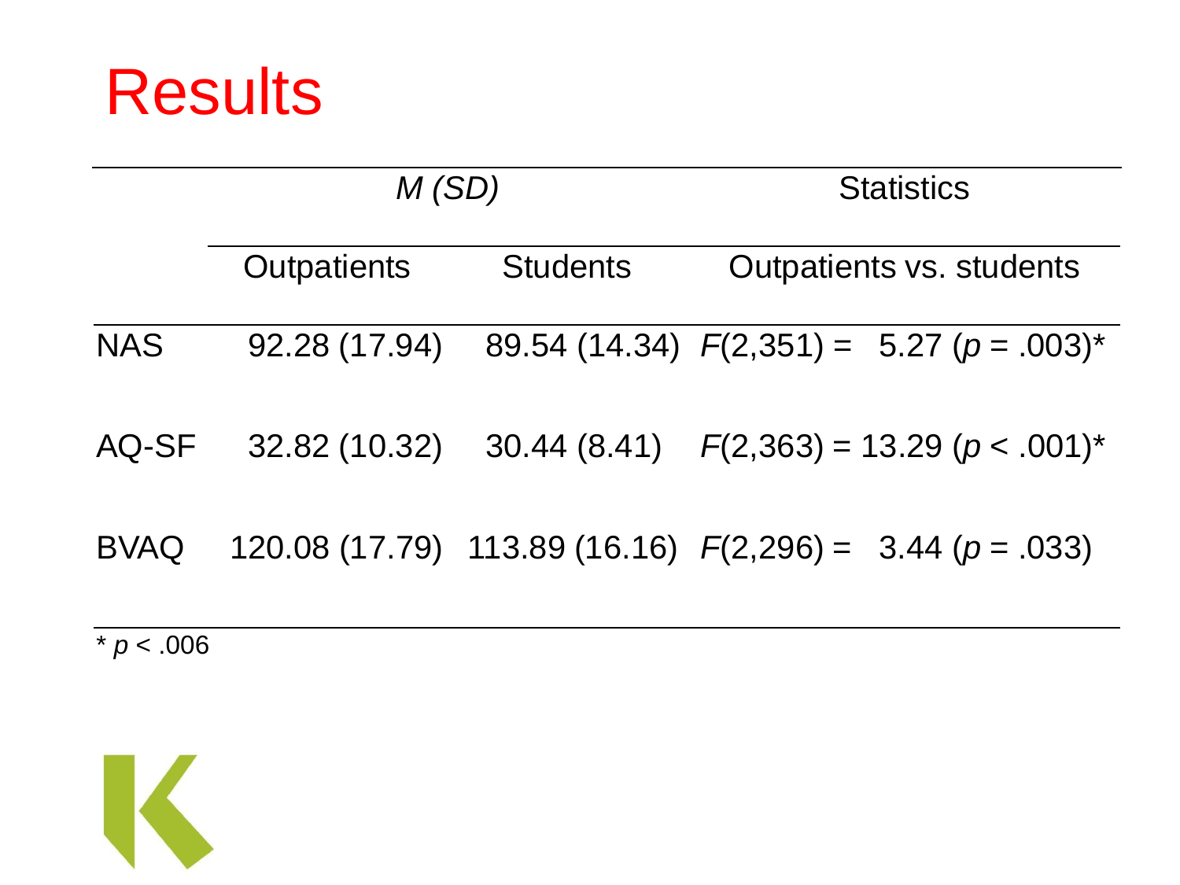# Results

| | *M (SD)* | | Statistics |
|---|---|---|---|
| | Outpatients | Students | Outpatients vs. students |
| NAS | 92.28 (17.94) | 89.54 (14.34) | $F(2,351) = 5.27$ ($p = .003$)* |
| AQ-SF | 32.82 (10.32) | 30.44 (8.41) | $F(2,363) = 13.29$ ($p < .001$)* |
| BVAQ | 120.08 (17.79) | 113.89 (16.16) | $F(2,296) = 3.44$ ($p = .033$) |

* $p < .006$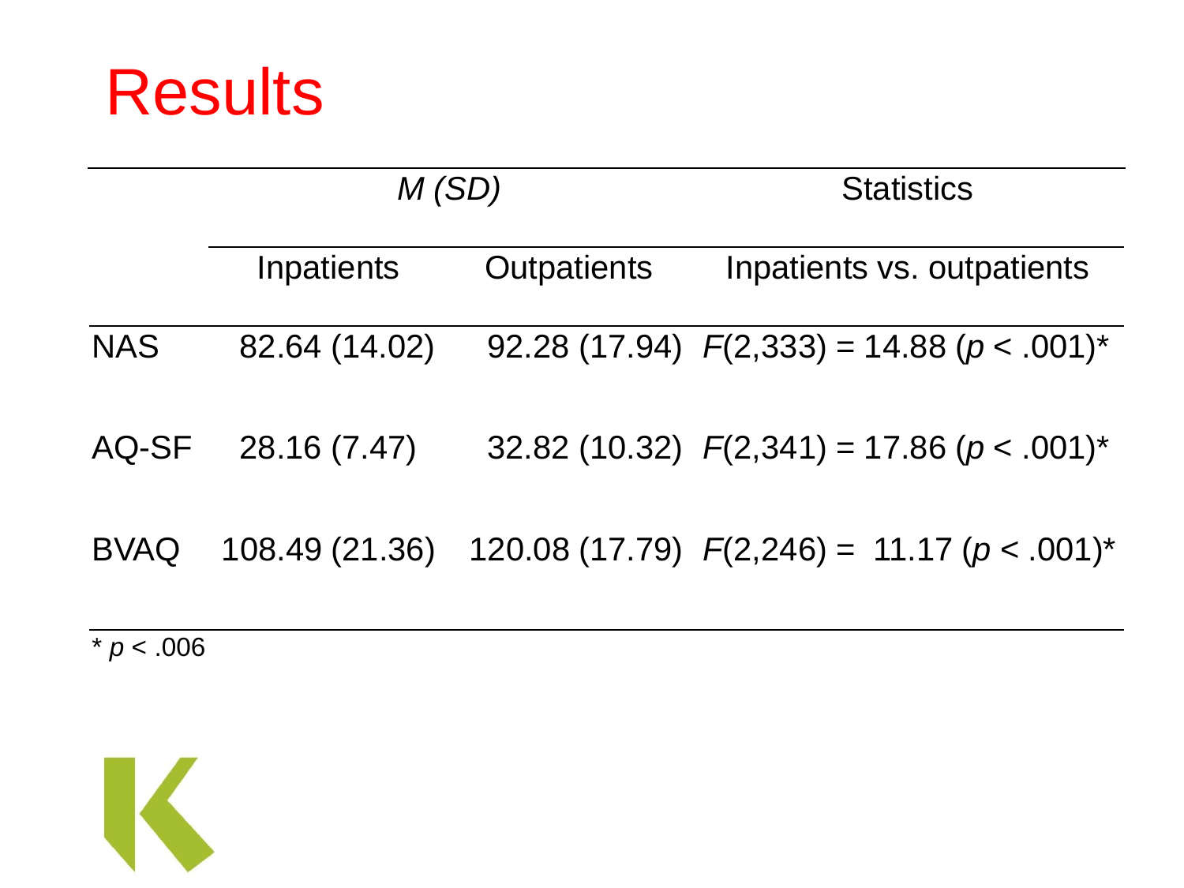# Results

| | *M (SD)* | | Statistics |
|---|---|---|---|
| | Inpatients | Outpatients | Inpatients vs. outpatients |
| NAS | 82.64 (14.02) | 92.28 (17.94) | $F(2,333) = 14.88$ ($p < .001$)* |
| AQ-SF | 28.16 (7.47) | 32.82 (10.32) | $F(2,341) = 17.86$ ($p < .001$)* |
| BVAQ | 108.49 (21.36) | 120.08 (17.79) | $F(2,246) = 11.17$ ($p < .001$)* |

* $p < .006$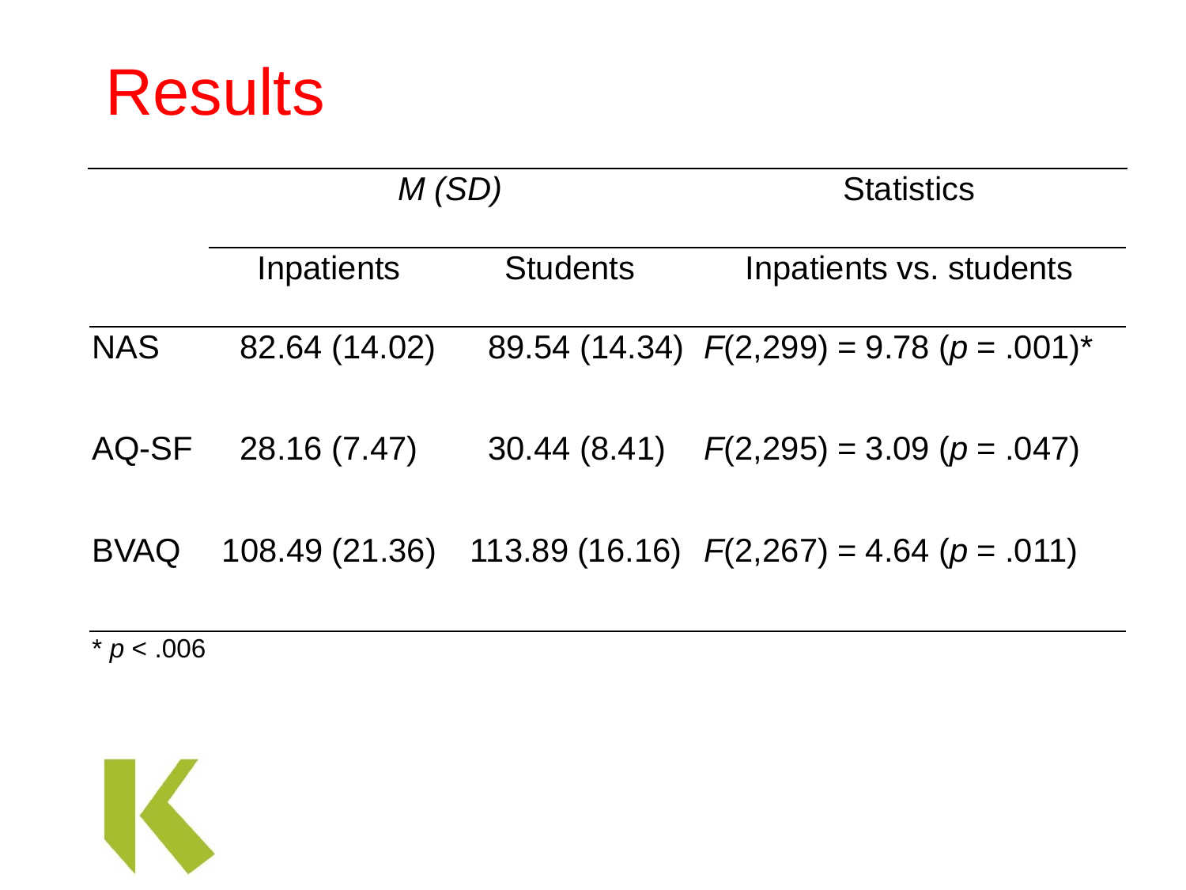# Results

| | *M (SD)* | | Statistics |
|---|---|---|---|
| | Inpatients | Students | Inpatients vs. students |
| NAS | 82.64 (14.02) | 89.54 (14.34) | $F(2,299) = 9.78$ ($p = .001$)* |
| AQ-SF | 28.16 (7.47) | 30.44 (8.41) | $F(2,295) = 3.09$ ($p = .047$) |
| BVAQ | 108.49 (21.36) | 113.89 (16.16) | $F(2,267) = 4.64$ ($p = .011$) |

* $p < .006$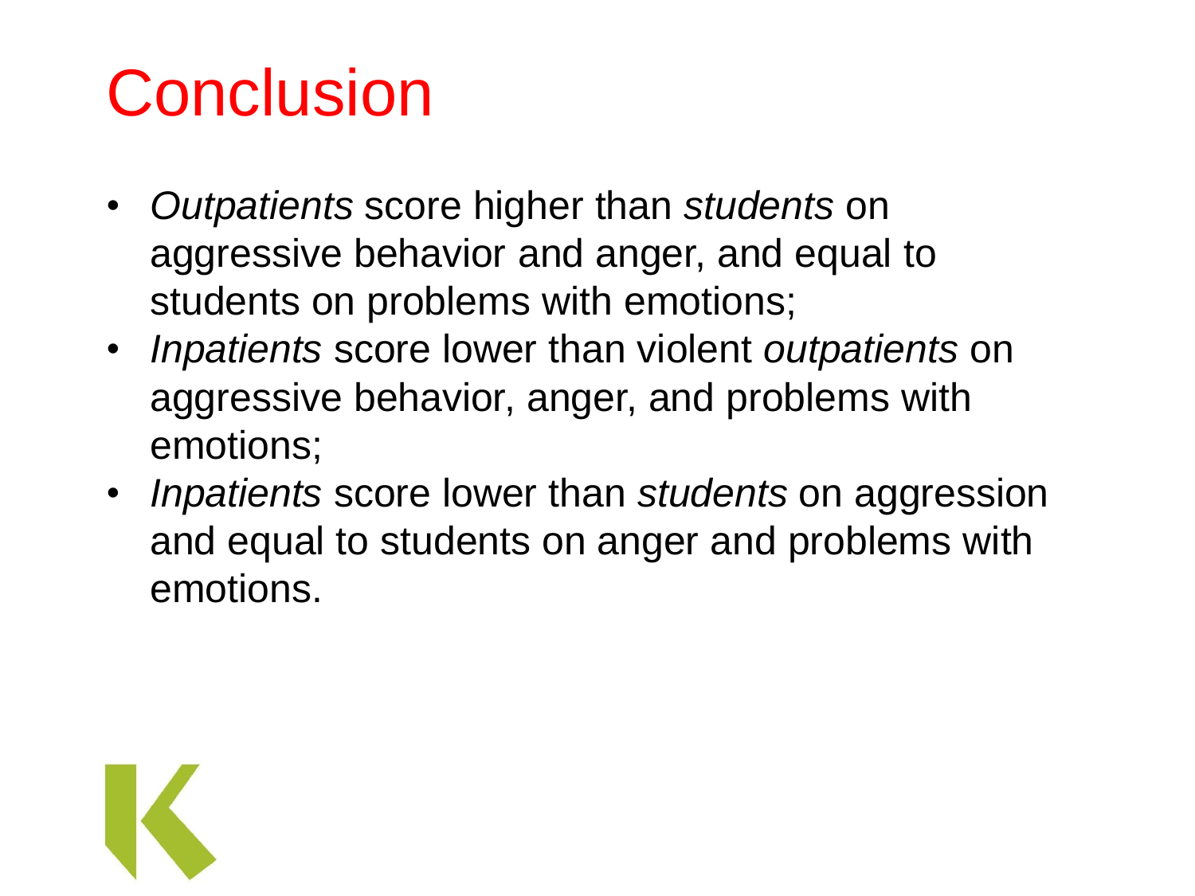# Conclusion

- *Outpatients* score higher than *students* on aggressive behavior and anger, and equal to students on problems with emotions;
- *Inpatients* score lower than violent *outpatients* on aggressive behavior, anger, and problems with emotions;
- *Inpatients* score lower than *students* on aggression and equal to students on anger and problems with emotions.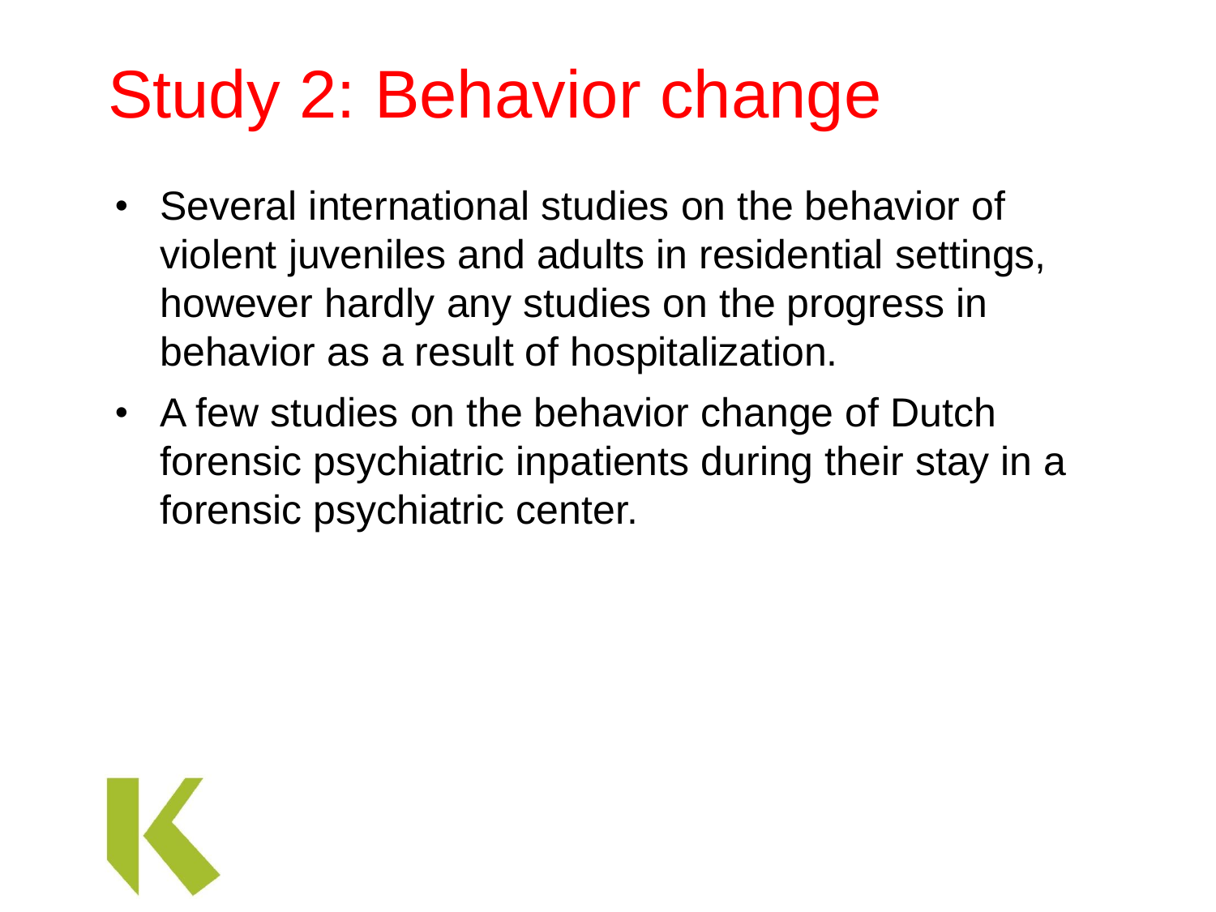# Study 2: Behavior change

- Several international studies on the behavior of violent juveniles and adults in residential settings, however hardly any studies on the progress in behavior as a result of hospitalization.
- A few studies on the behavior change of Dutch forensic psychiatric inpatients during their stay in a forensic psychiatric center.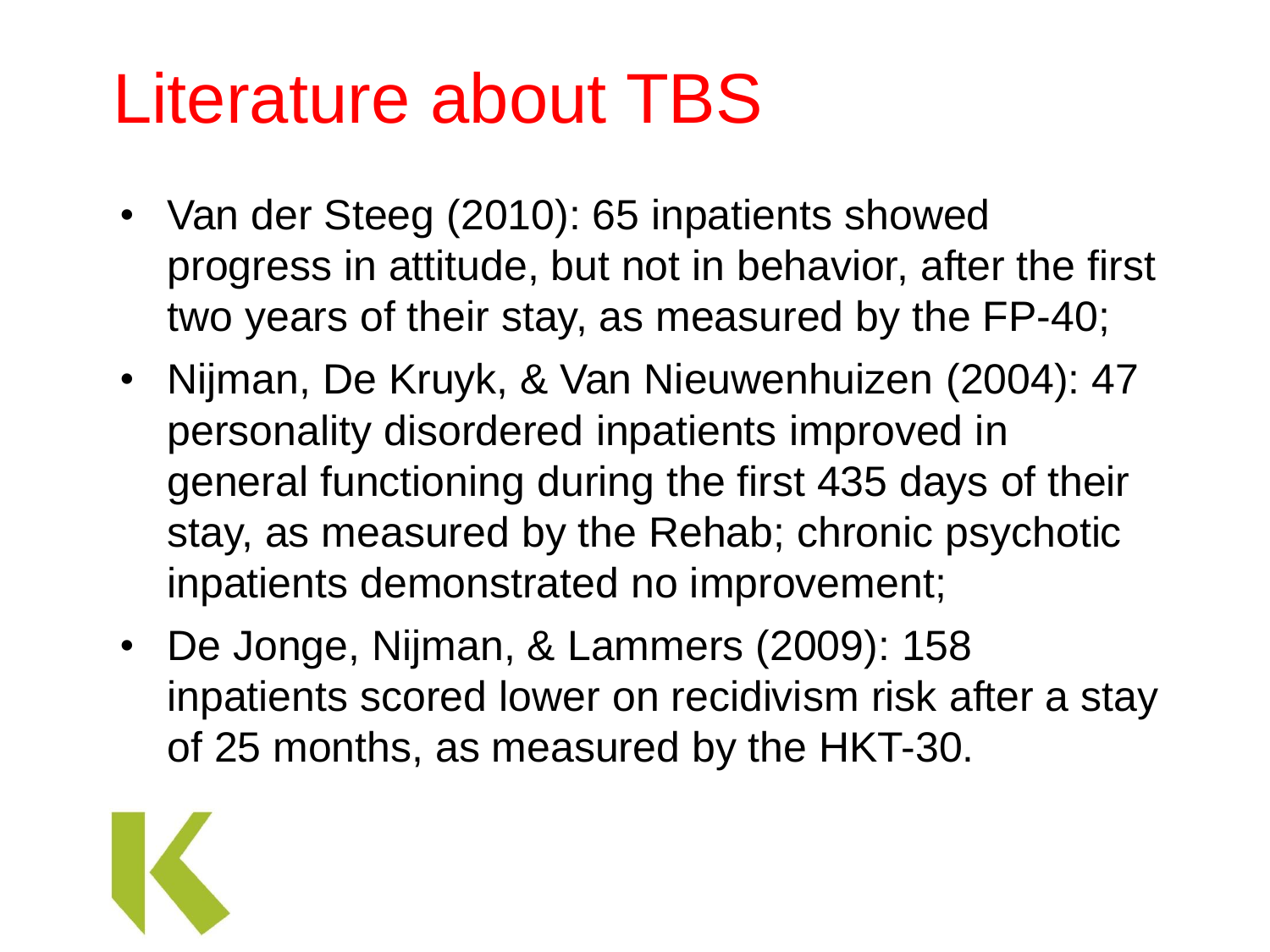# Literature about TBS

- Van der Steeg (2010): 65 inpatients showed progress in attitude, but not in behavior, after the first two years of their stay, as measured by the FP-40;
- Nijman, De Kruyk, & Van Nieuwenhuizen (2004): 47 personality disordered inpatients improved in general functioning during the first 435 days of their stay, as measured by the Rehab; chronic psychotic inpatients demonstrated no improvement;
- De Jonge, Nijman, & Lammers (2009): 158 inpatients scored lower on recidivism risk after a stay of 25 months, as measured by the HKT-30.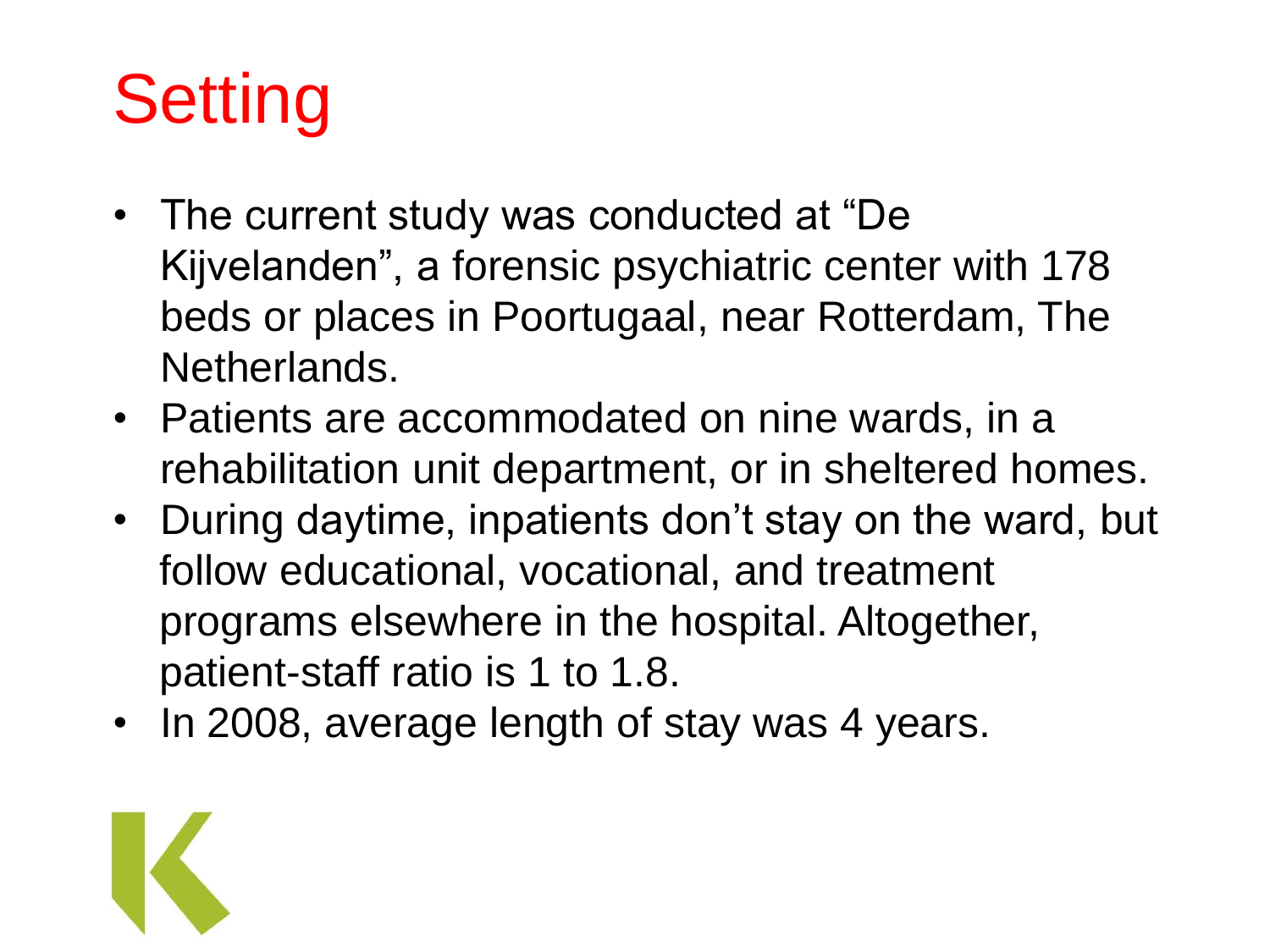# Setting

- The current study was conducted at “De Kijvelanden”, a forensic psychiatric center with 178 beds or places in Poortugaal, near Rotterdam, The Netherlands.
- Patients are accommodated on nine wards, in a rehabilitation unit department, or in sheltered homes.
- During daytime, inpatients don’t stay on the ward, but follow educational, vocational, and treatment programs elsewhere in the hospital. Altogether, patient-staff ratio is 1 to 1.8.
- In 2008, average length of stay was 4 years.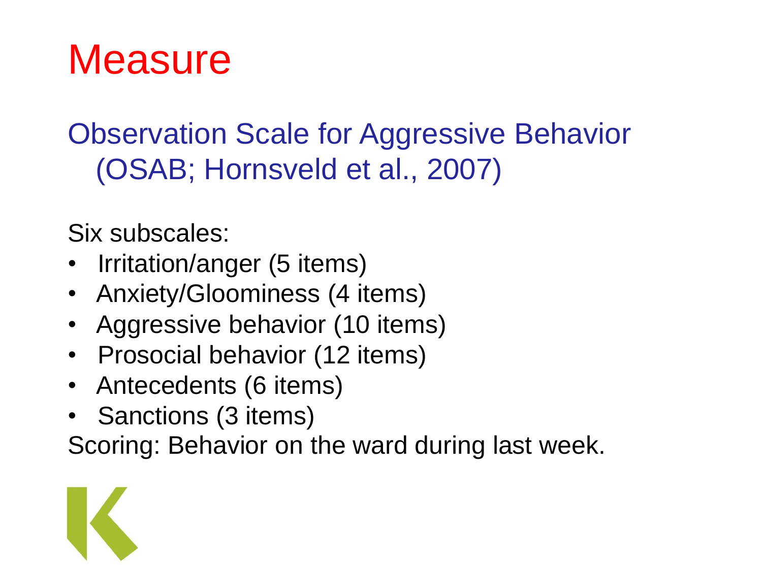# Measure

## Observation Scale for Aggressive Behavior (OSAB; Hornsveld et al., 2007)

Six subscales:

- Irritation/anger (5 items)
- Anxiety/Gloominess (4 items)
- Aggressive behavior (10 items)
- Prosocial behavior (12 items)
- Antecedents (6 items)
- Sanctions (3 items)

Scoring: Behavior on the ward during last week.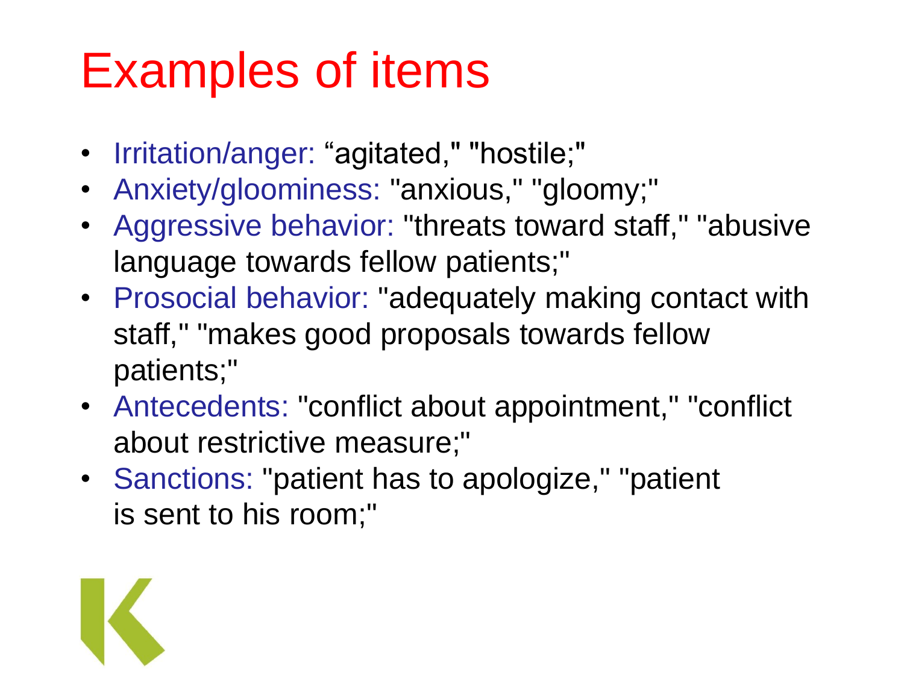# Examples of items

- Irritation/anger: “agitated," "hostile;"
- Anxiety/gloominess: "anxious," "gloomy;"
- Aggressive behavior: "threats toward staff," "abusive language towards fellow patients;"
- Prosocial behavior: "adequately making contact with staff," "makes good proposals towards fellow patients;"
- Antecedents: "conflict about appointment," "conflict about restrictive measure;"
- Sanctions: "patient has to apologize," "patient is sent to his room;"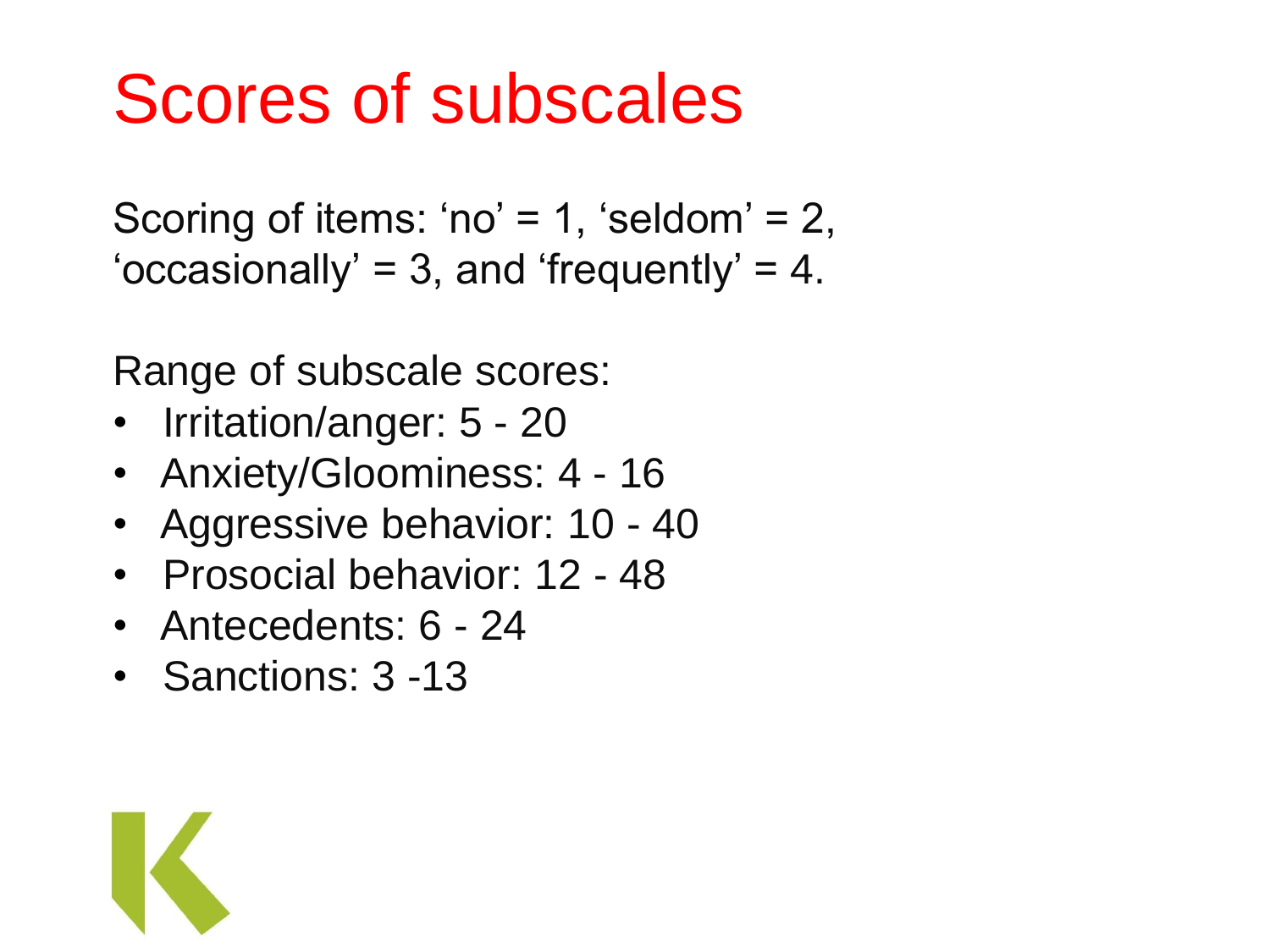# Scores of subscales

Scoring of items: 'no' = 1, 'seldom' = 2, 'occasionally' = 3, and 'frequently' = 4.

Range of subscale scores:

- Irritation/anger: 5 - 20
- Anxiety/Gloominess: 4 - 16
- Aggressive behavior: 10 - 40
- Prosocial behavior: 12 - 48
- Antecedents: 6 - 24
- Sanctions: 3 -13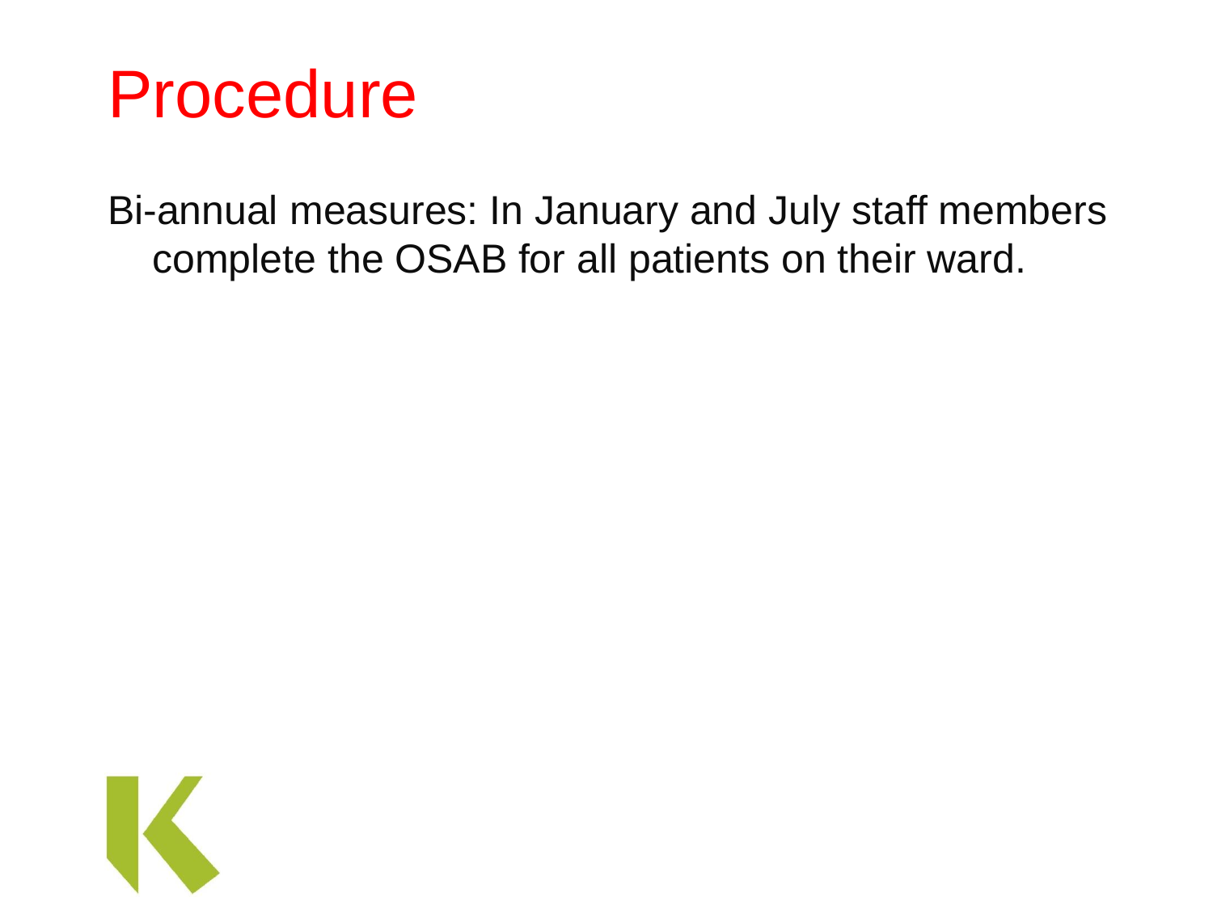# Procedure

Bi-annual measures: In January and July staff members complete the OSAB for all patients on their ward.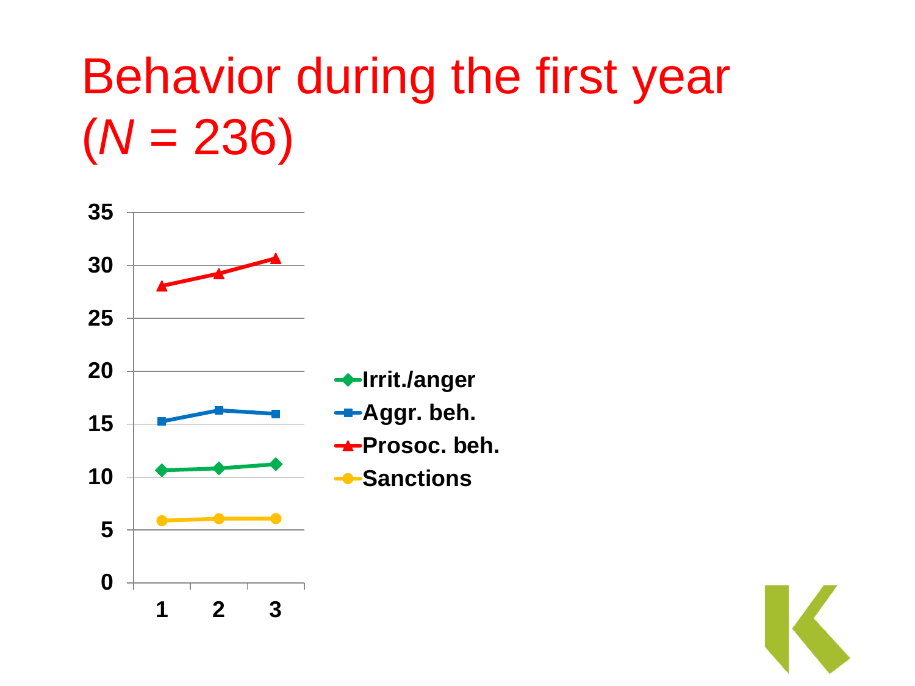# Behavior during the first year ($N$ = 236)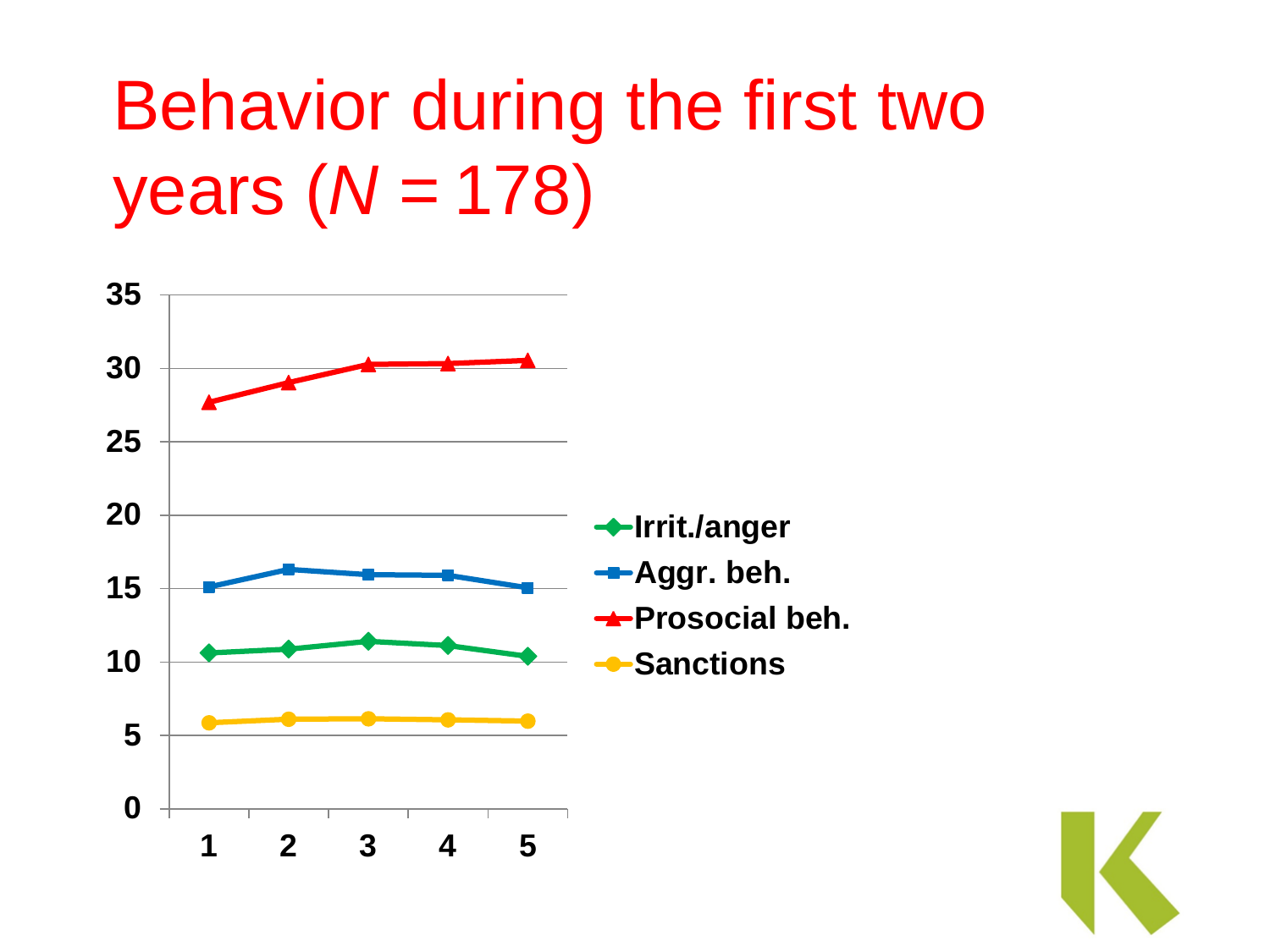# Behavior during the first two years (*N* = 178)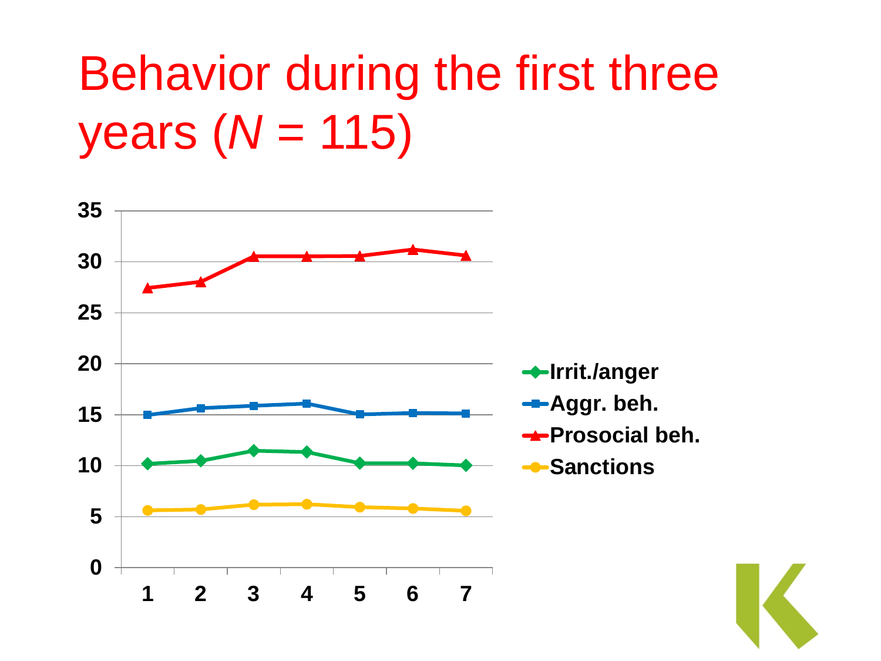# Behavior during the first three years ($N$ = 115)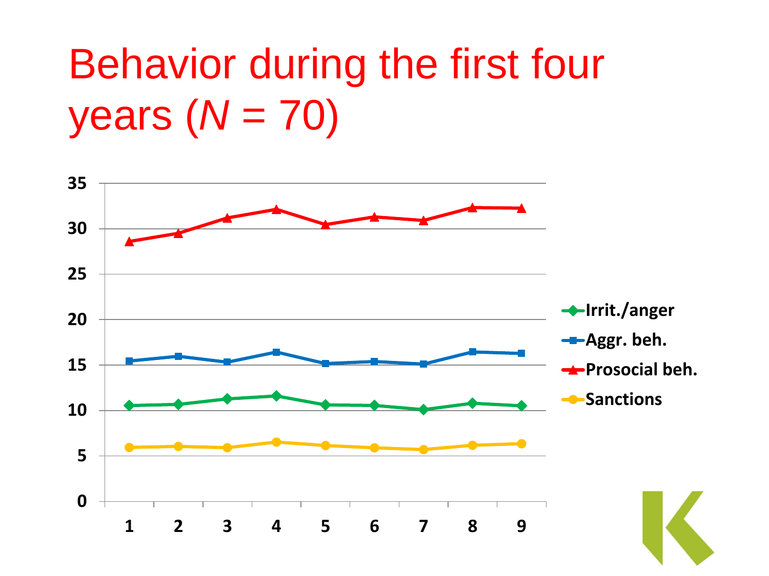# Behavior during the first four years (*N* = 70)

| | 1 | 2 | 3 | 4 | 5 | 6 | 7 | 8 | 9 |
|---|---|---|---|---|---|---|---|---|---|
| Irrit./anger | | | | | | | | | |
| Aggr. beh. | | | | | | | | | |
| Prosocial beh. | | | | | | | | | |
| Sanctions | | | | | | | | | |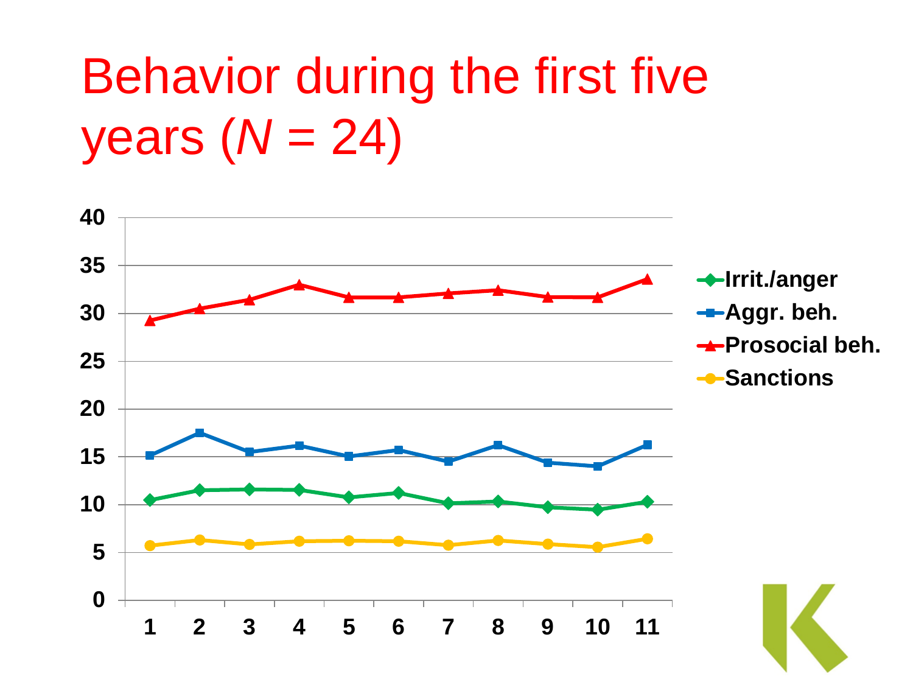# Behavior during the first five years (*N* = 24)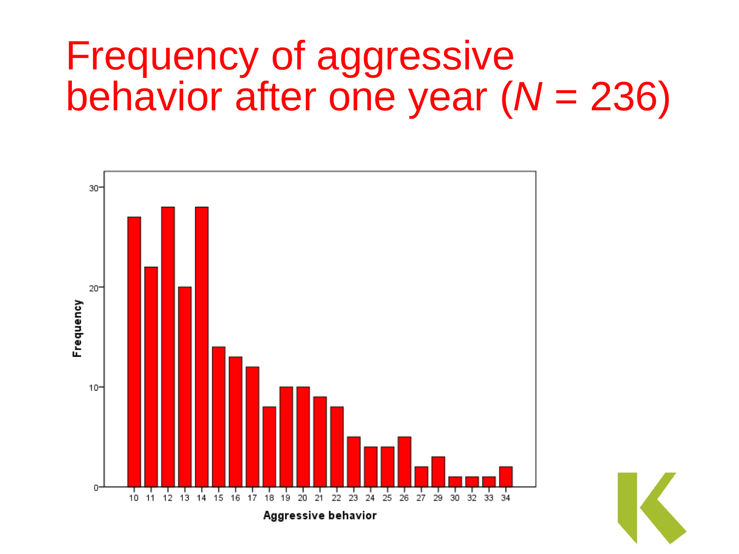# Frequency of aggressive behavior after one year (*N* = 236)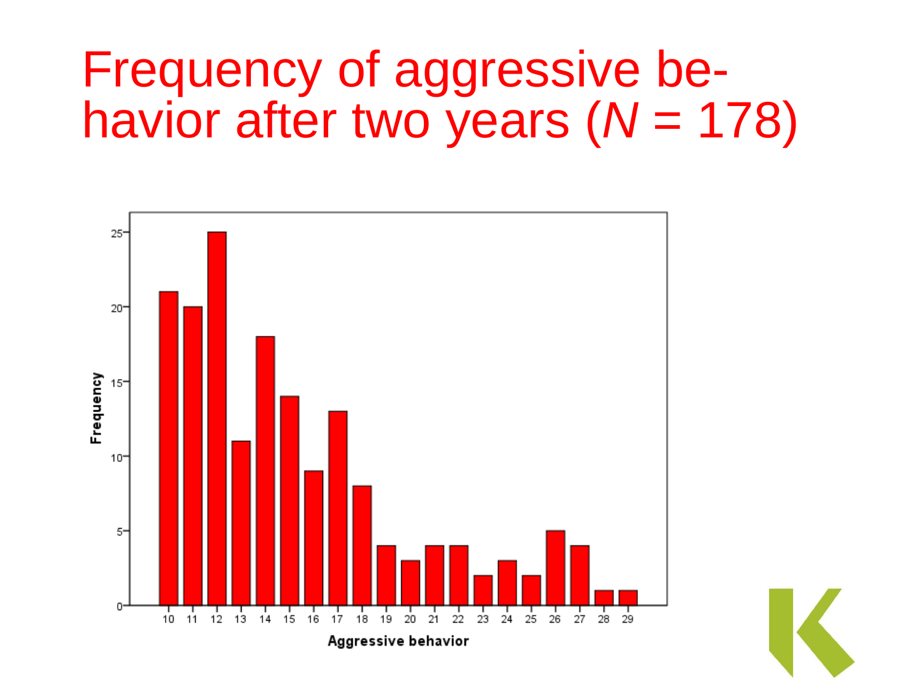# Frequency of aggressive behavior after two years ($N$ = 178)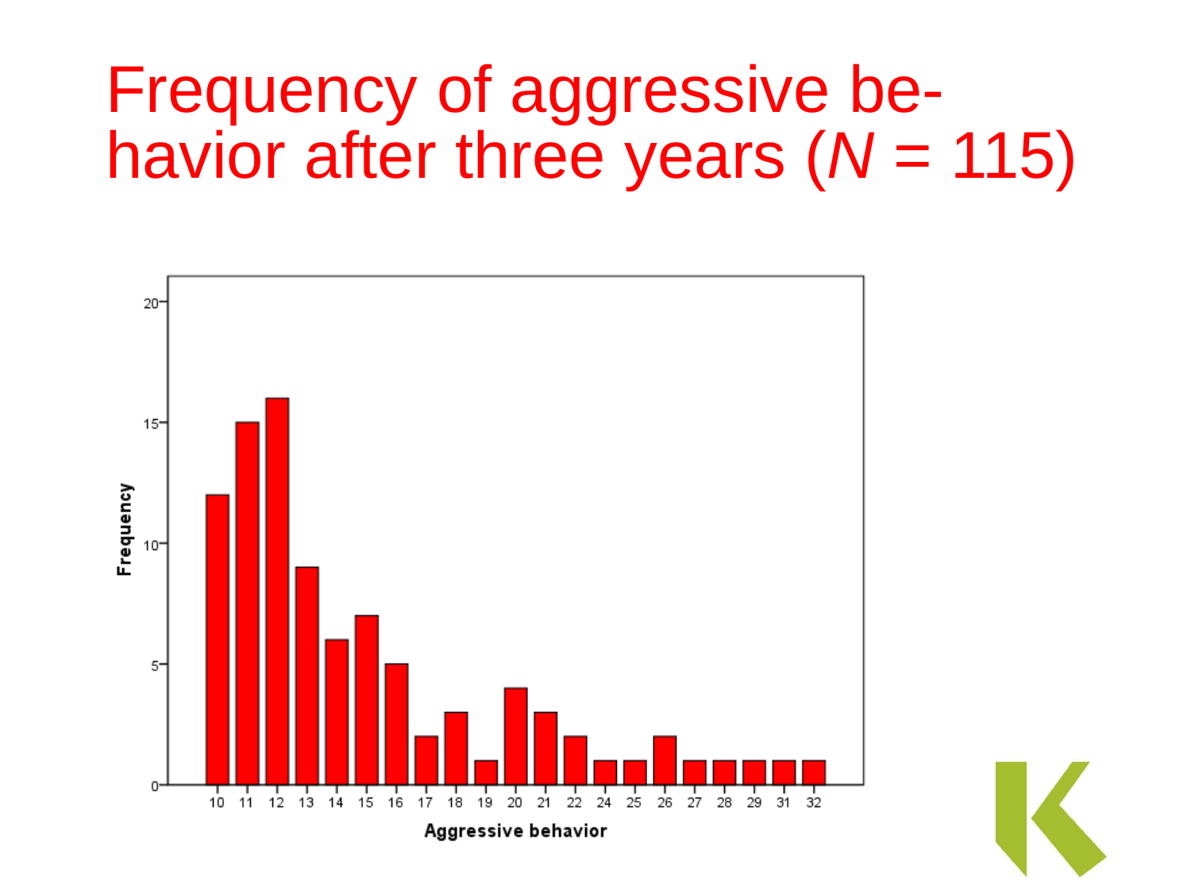# Frequency of aggressive behavior after three years ($N$ = 115)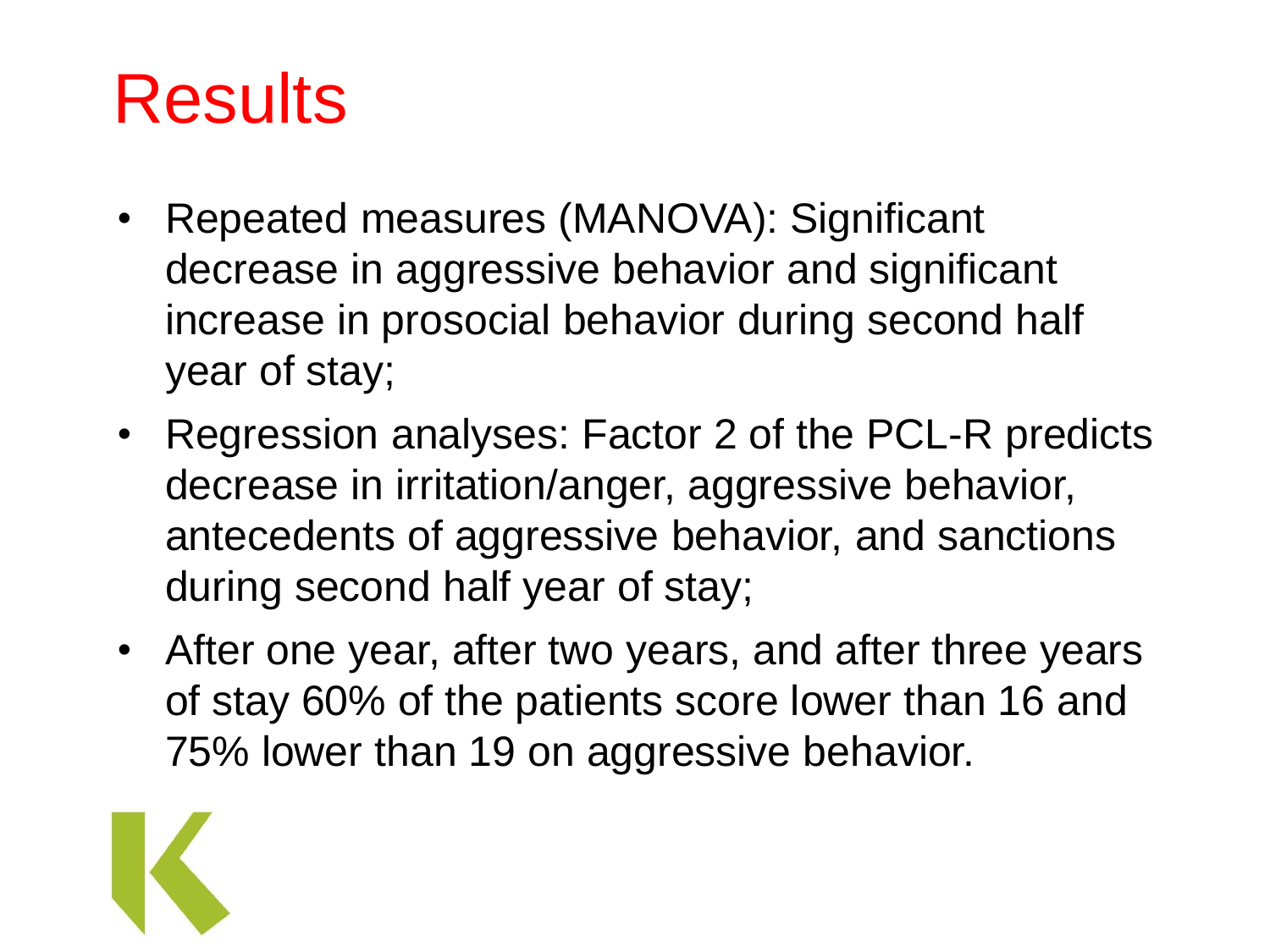# Results

- Repeated measures (MANOVA): Significant decrease in aggressive behavior and significant increase in prosocial behavior during second half year of stay;
- Regression analyses: Factor 2 of the PCL-R predicts decrease in irritation/anger, aggressive behavior, antecedents of aggressive behavior, and sanctions during second half year of stay;
- After one year, after two years, and after three years of stay 60% of the patients score lower than 16 and 75% lower than 19 on aggressive behavior.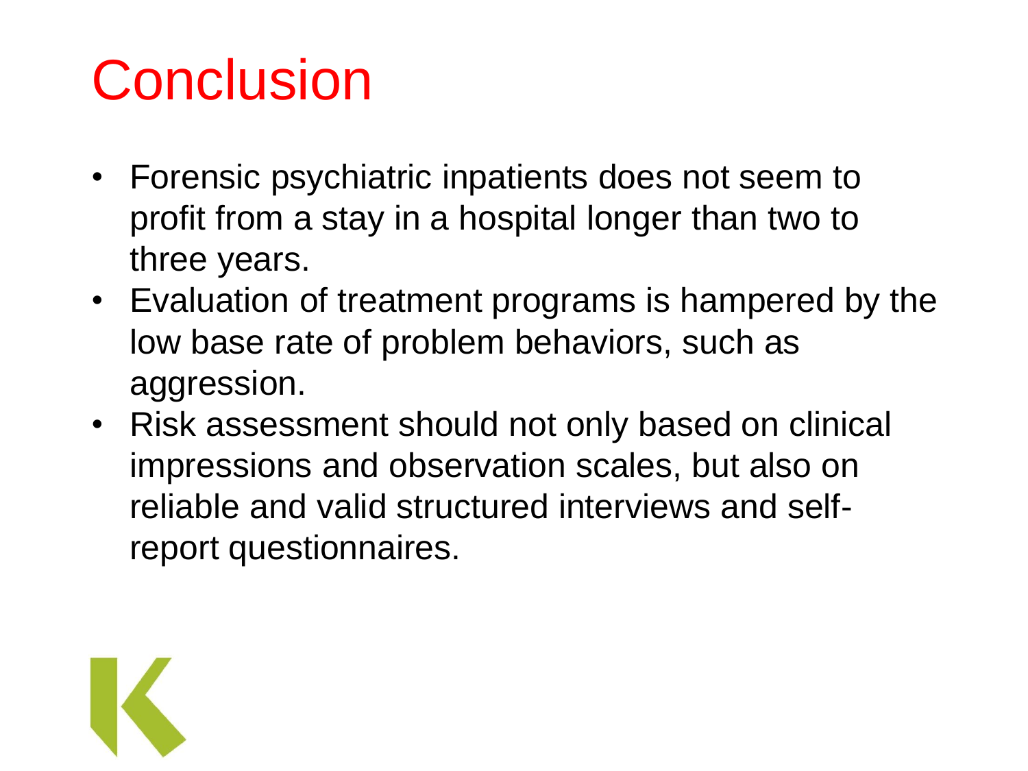# Conclusion

- Forensic psychiatric inpatients does not seem to profit from a stay in a hospital longer than two to three years.
- Evaluation of treatment programs is hampered by the low base rate of problem behaviors, such as aggression.
- Risk assessment should not only based on clinical impressions and observation scales, but also on reliable and valid structured interviews and self-report questionnaires.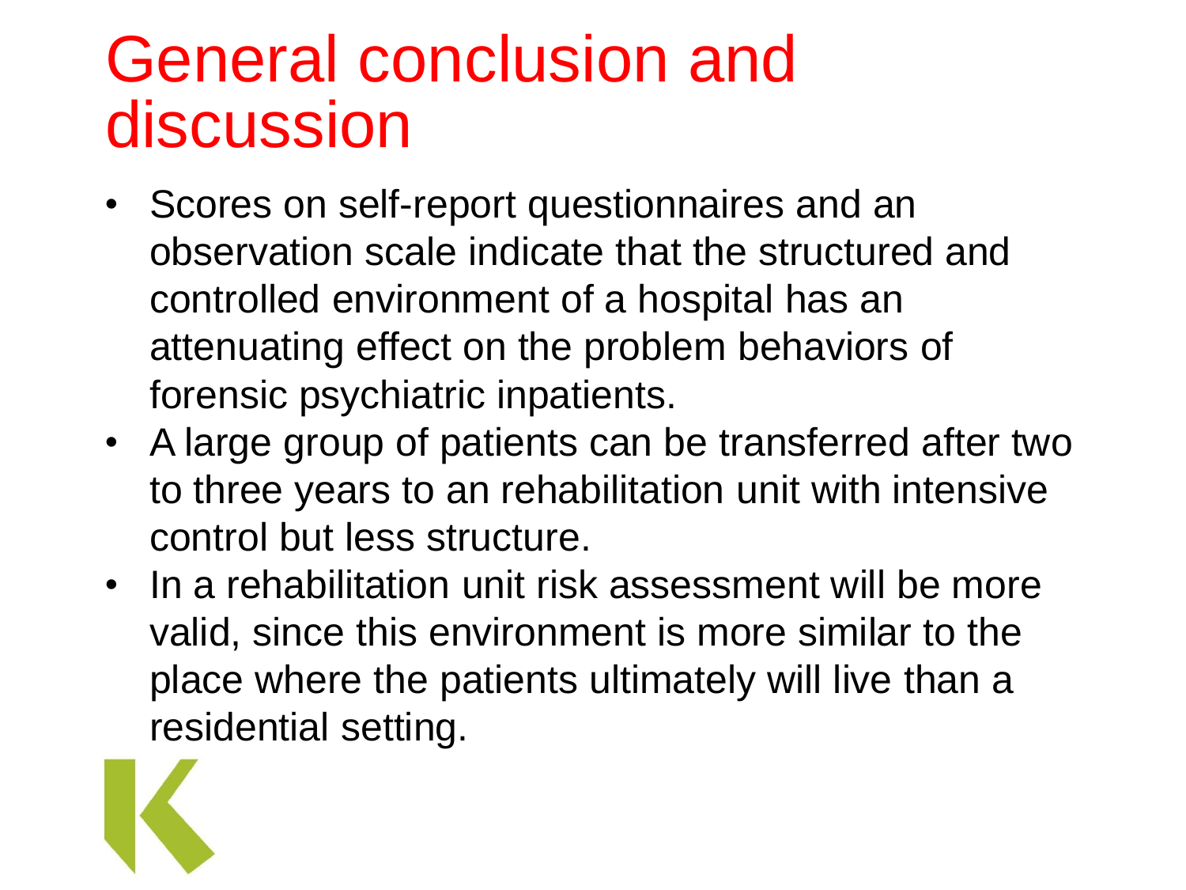# General conclusion and discussion

- Scores on self-report questionnaires and an observation scale indicate that the structured and controlled environment of a hospital has an attenuating effect on the problem behaviors of forensic psychiatric inpatients.
- A large group of patients can be transferred after two to three years to an rehabilitation unit with intensive control but less structure.
- In a rehabilitation unit risk assessment will be more valid, since this environment is more similar to the place where the patients ultimately will live than a residential setting.